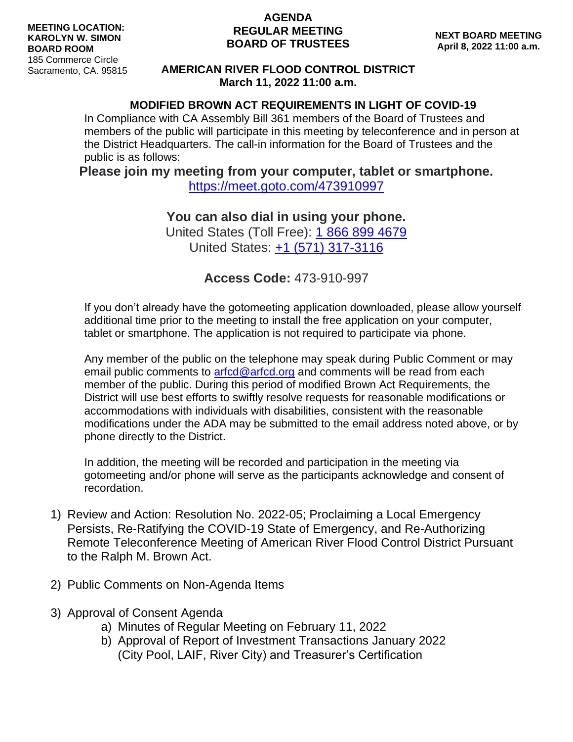**MEETING LOCATION:**
**KAROLYN W. SIMON**
**BOARD ROOM**
185 Commerce Circle
Sacramento, CA. 95815

# AGENDA
# REGULAR MEETING
# BOARD OF TRUSTEES

**NEXT BOARD MEETING**
**April 8, 2022 11:00 a.m.**

## AMERICAN RIVER FLOOD CONTROL DISTRICT
**March 11, 2022 11:00 a.m.**

### MODIFIED BROWN ACT REQUIREMENTS IN LIGHT OF COVID-19

In Compliance with CA Assembly Bill 361 members of the Board of Trustees and members of the public will participate in this meeting by teleconference and in person at the District Headquarters. The call-in information for the Board of Trustees and the public is as follows:

**Please join my meeting from your computer, tablet or smartphone.**
https://meet.goto.com/473910997

**You can also dial in using your phone.**
United States (Toll Free): 1 866 899 4679
United States: +1 (571) 317-3116

**Access Code:** 473-910-997

If you don't already have the gotomeeting application downloaded, please allow yourself additional time prior to the meeting to install the free application on your computer, tablet or smartphone. The application is not required to participate via phone.

Any member of the public on the telephone may speak during Public Comment or may email public comments to arfcd@arfcd.org and comments will be read from each member of the public. During this period of modified Brown Act Requirements, the District will use best efforts to swiftly resolve requests for reasonable modifications or accommodations with individuals with disabilities, consistent with the reasonable modifications under the ADA may be submitted to the email address noted above, or by phone directly to the District.

In addition, the meeting will be recorded and participation in the meeting via gotomeeting and/or phone will serve as the participants acknowledge and consent of recordation.

1) Review and Action: Resolution No. 2022-05; Proclaiming a Local Emergency Persists, Re-Ratifying the COVID-19 State of Emergency, and Re-Authorizing Remote Teleconference Meeting of American River Flood Control District Pursuant to the Ralph M. Brown Act.

2) Public Comments on Non-Agenda Items

3) Approval of Consent Agenda
   a) Minutes of Regular Meeting on February 11, 2022
   b) Approval of Report of Investment Transactions January 2022 (City Pool, LAIF, River City) and Treasurer's Certification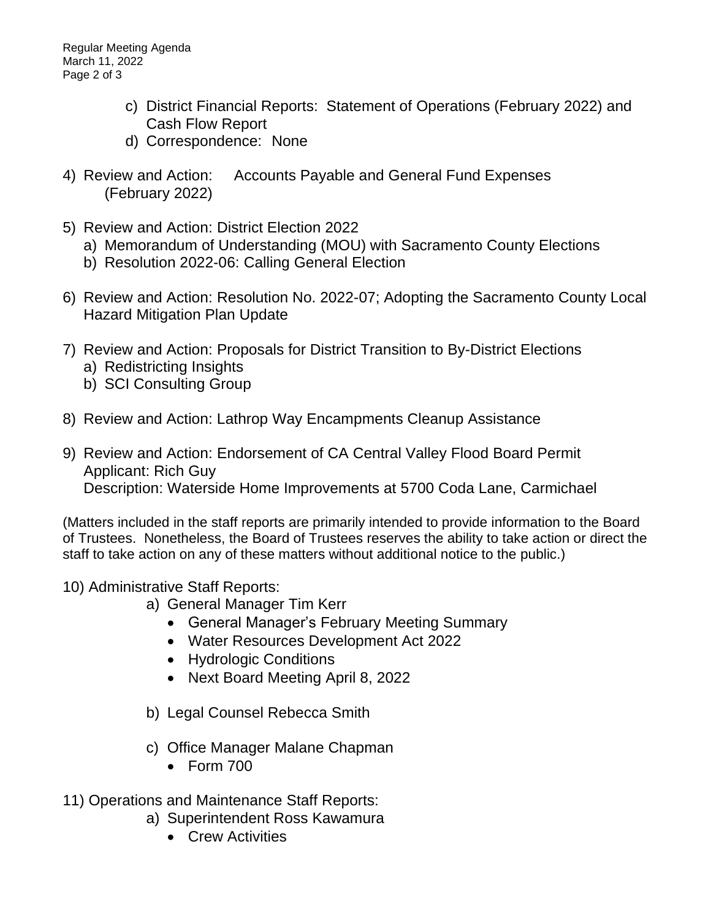c) District Financial Reports: Statement of Operations (February 2022) and Cash Flow Report
d) Correspondence: None

4) Review and Action: Accounts Payable and General Fund Expenses (February 2022)

5) Review and Action: District Election 2022
   a) Memorandum of Understanding (MOU) with Sacramento County Elections
   b) Resolution 2022-06: Calling General Election

6) Review and Action: Resolution No. 2022-07; Adopting the Sacramento County Local Hazard Mitigation Plan Update

7) Review and Action: Proposals for District Transition to By-District Elections
   a) Redistricting Insights
   b) SCI Consulting Group

8) Review and Action: Lathrop Way Encampments Cleanup Assistance

9) Review and Action: Endorsement of CA Central Valley Flood Board Permit
   Applicant: Rich Guy
   Description: Waterside Home Improvements at 5700 Coda Lane, Carmichael

(Matters included in the staff reports are primarily intended to provide information to the Board of Trustees. Nonetheless, the Board of Trustees reserves the ability to take action or direct the staff to take action on any of these matters without additional notice to the public.)

10) Administrative Staff Reports:
   a) General Manager Tim Kerr
      - General Manager's February Meeting Summary
      - Water Resources Development Act 2022
      - Hydrologic Conditions
      - Next Board Meeting April 8, 2022

   b) Legal Counsel Rebecca Smith

   c) Office Manager Malane Chapman
      - Form 700

11) Operations and Maintenance Staff Reports:
   a) Superintendent Ross Kawamura
      - Crew Activities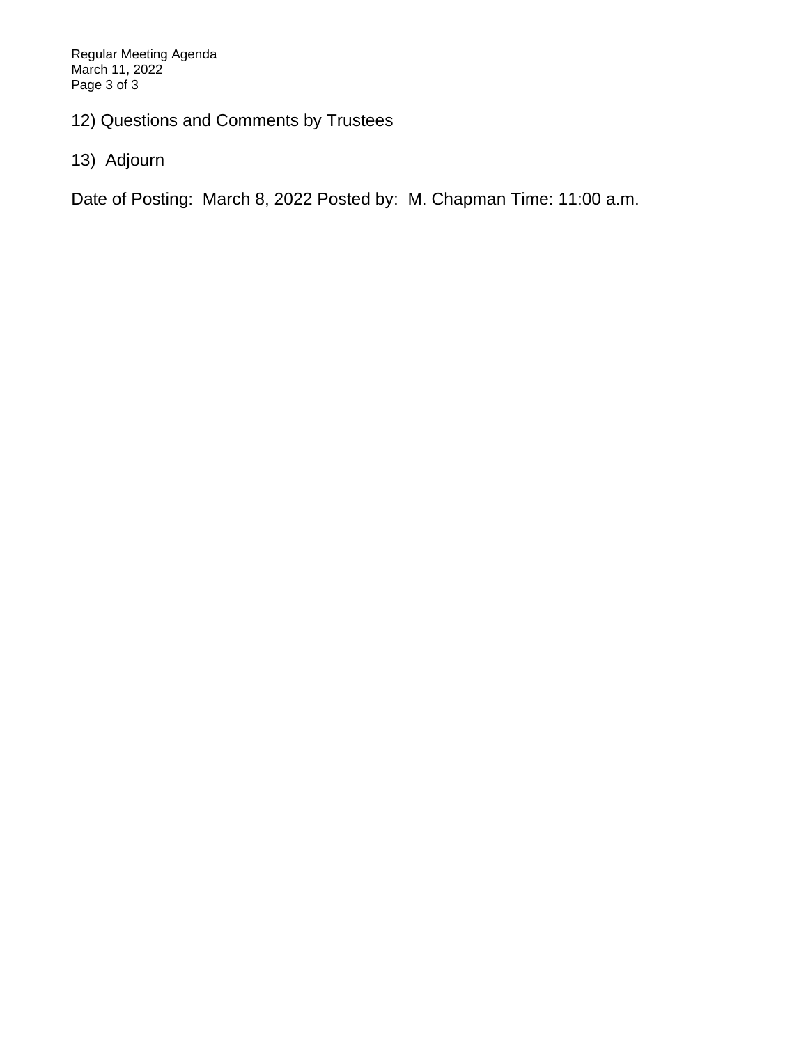12) Questions and Comments by Trustees

13) Adjourn

Date of Posting: March 8, 2022 Posted by: M. Chapman Time: 11:00 a.m.